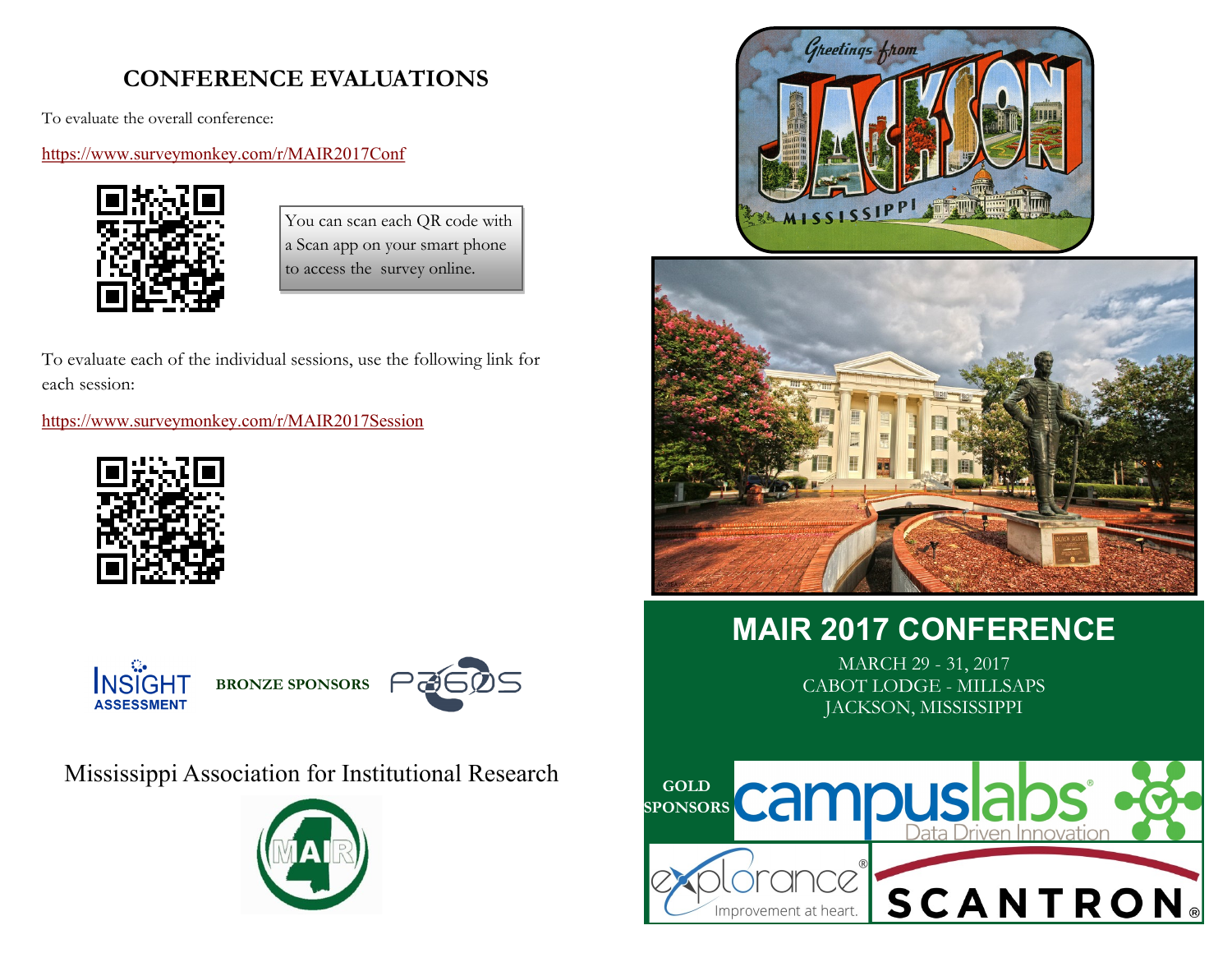## CONFERENCE EVALUATIONS

To evaluate the overall conference:

https://www.surveymonkey.com/r/MAIR2017Conf

You can scan each QR code with a Scan app on your smart phone to access the survey online.

To evaluate each of the individual sessions, use the following link for each session:

https://www.surveymonkey.com/r/MAIR2017Session

**BRONZE SPONSORS**

Mississippi Association for Institutional Research

# MAIR 2017 CONFERENCE

MARCH 29 - 31, 2017

CABOT LODGE - MILLSAPS

JACKSON, MISSISSIPPI

**GOLD SPONSORS**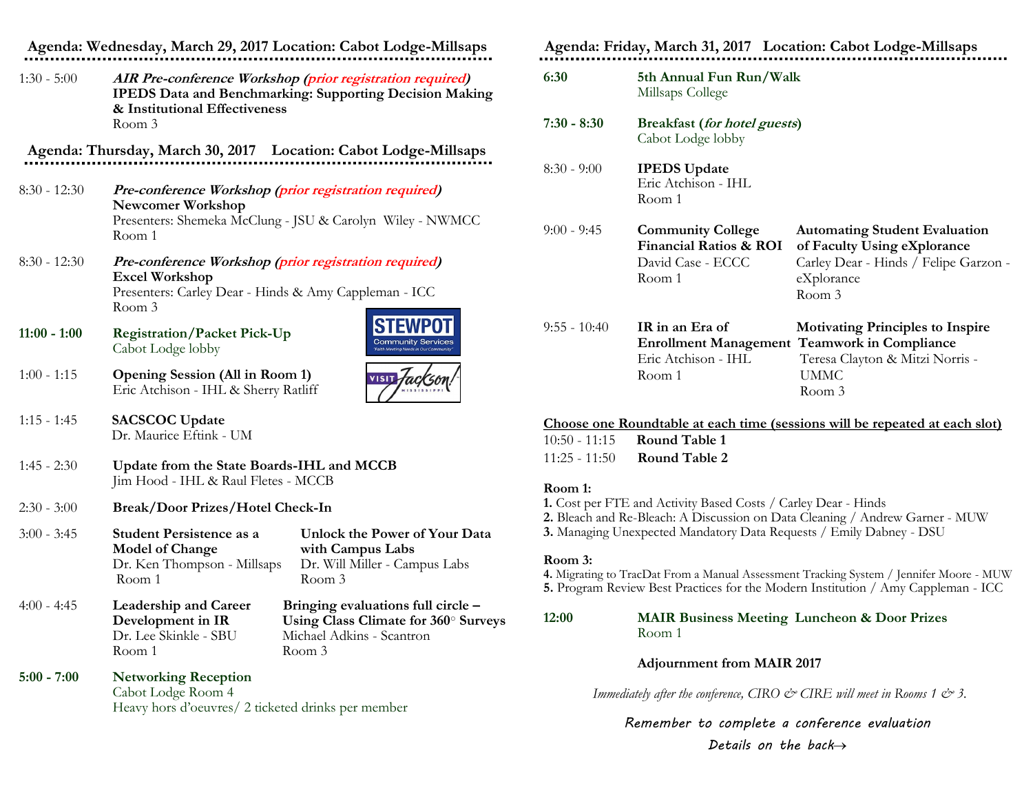## Agenda: Wednesday, March 29, 2017 Location: Cabot Lodge-Millsaps

1:30 - 5:00 ***AIR Pre-conference Workshop (prior registration required)***
**IPEDS Data and Benchmarking: Supporting Decision Making & Institutional Effectiveness**
Room 3

## Agenda: Thursday, March 30, 2017 Location: Cabot Lodge-Millsaps

8:30 - 12:30 ***Pre-conference Workshop (prior registration required)***
**Newcomer Workshop**
Presenters: Shemeka McClung - JSU & Carolyn Wiley - NWMCC
Room 1

8:30 - 12:30 ***Pre-conference Workshop (prior registration required)***
**Excel Workshop**
Presenters: Carley Dear - Hinds & Amy Cappleman - ICC
Room 3

**11:00 - 1:00** **Registration/Packet Pick-Up**
Cabot Lodge lobby

1:00 - 1:15 **Opening Session (All in Room 1)**
Eric Atchison - IHL & Sherry Ratliff

1:15 - 1:45 **SACSCOC Update**
Dr. Maurice Eftink - UM

1:45 - 2:30 **Update from the State Boards-IHL and MCCB**
Jim Hood - IHL & Raul Fletes - MCCB

2:30 - 3:00 **Break/Door Prizes/Hotel Check-In**

3:00 - 3:45
**Student Persistence as a Model of Change**
Dr. Ken Thompson - Millsaps
Room 1

**Unlock the Power of Your Data with Campus Labs**
Dr. Will Miller - Campus Labs
Room 3

4:00 - 4:45
**Leadership and Career Development in IR**
Dr. Lee Skinkle - SBU
Room 1

**Bringing evaluations full circle – Using Class Climate for 360° Surveys**
Michael Adkins - Scantron
Room 3

**5:00 - 7:00** **Networking Reception**
Cabot Lodge Room 4
Heavy hors d'oeuvres/ 2 ticketed drinks per member

## Agenda: Friday, March 31, 2017 Location: Cabot Lodge-Millsaps

**6:30** **5th Annual Fun Run/Walk**
Millsaps College

**7:30 - 8:30** **Breakfast (*for hotel guests*)**
Cabot Lodge lobby

8:30 - 9:00 **IPEDS Update**
Eric Atchison - IHL
Room 1

9:00 - 9:45
**Community College Financial Ratios & ROI**
David Case - ECCC
Room 1

**Automating Student Evaluation of Faculty Using eXplorance**
Carley Dear - Hinds / Felipe Garzon - eXplorance
Room 3

9:55 - 10:40
**IR in an Era of Enrollment Management**
Eric Atchison - IHL
Room 1

**Motivating Principles to Inspire Teamwork in Compliance**
Teresa Clayton & Mitzi Norris - UMMC
Room 3

**Choose one Roundtable at each time (sessions will be repeated at each slot)**

10:50 - 11:15 **Round Table 1**
11:25 - 11:50 **Round Table 2**

**Room 1:**
**1.** Cost per FTE and Activity Based Costs / Carley Dear - Hinds
**2.** Bleach and Re-Bleach: A Discussion on Data Cleaning / Andrew Garner - MUW
**3.** Managing Unexpected Mandatory Data Requests / Emily Dabney - DSU

**Room 3:**
**4.** Migrating to TracDat From a Manual Assessment Tracking System / Jennifer Moore - MUW
**5.** Program Review Best Practices for the Modern Institution / Amy Cappleman - ICC

**12:00** **MAIR Business Meeting Luncheon & Door Prizes**
Room 1

**Adjournment from MAIR 2017**

*Immediately after the conference, CIRO & CIRE will meet in Rooms 1 & 3.*

*Remember to complete a conference evaluation*
*Details on the back→*